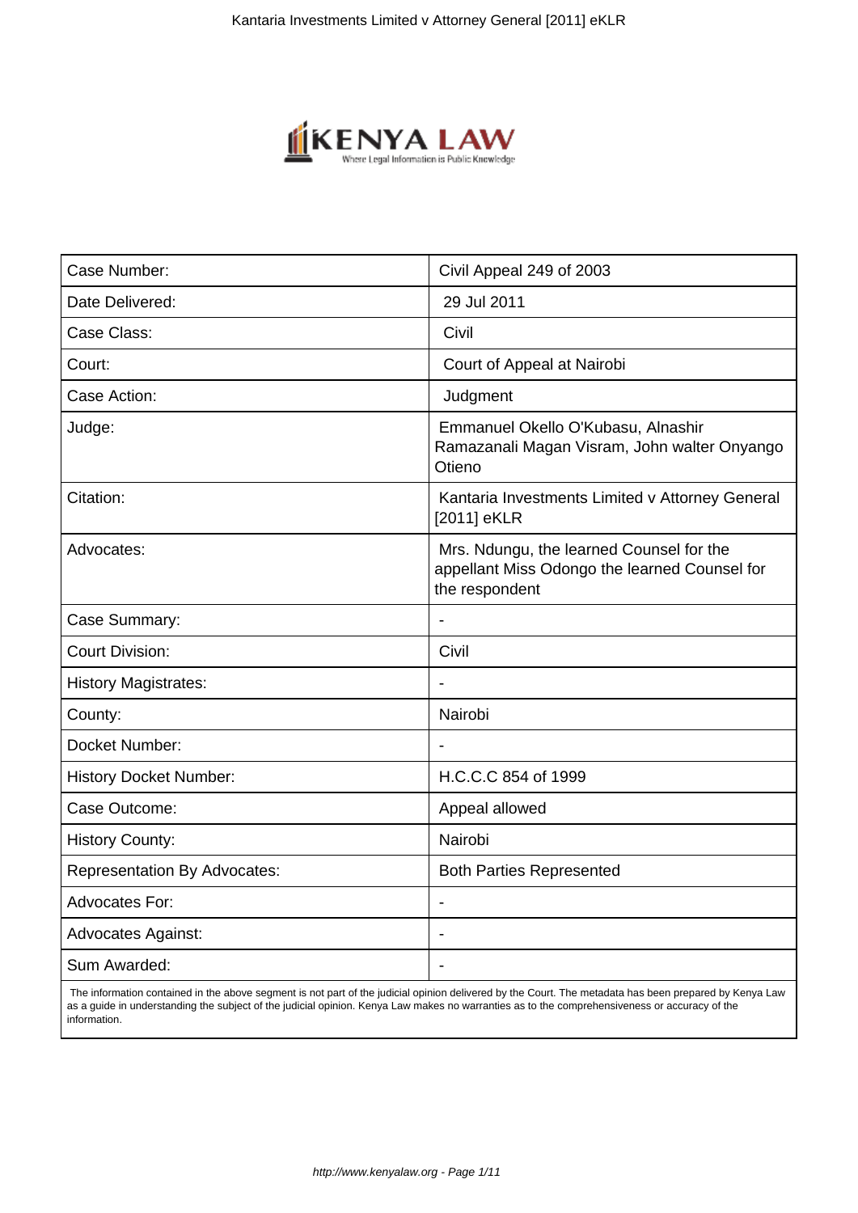| Case Number: | Civil Appeal 249 of 2003 |
| --- | --- |
| Date Delivered: | 29 Jul 2011 |
| Case Class: | Civil |
| Court: | Court of Appeal at Nairobi |
| Case Action: | Judgment |
| Judge: | Emmanuel Okello O'Kubasu, Alnashir Ramazanali Magan Visram, John walter Onyango Otieno |
| Citation: | Kantaria Investments Limited v Attorney General [2011] eKLR |
| Advocates: | Mrs. Ndungu, the learned Counsel for the appellant Miss Odongo the learned Counsel for the respondent |
| Case Summary: | - |
| Court Division: | Civil |
| History Magistrates: | - |
| County: | Nairobi |
| Docket Number: | - |
| History Docket Number: | H.C.C.C 854 of 1999 |
| Case Outcome: | Appeal allowed |
| History County: | Nairobi |
| Representation By Advocates: | Both Parties Represented |
| Advocates For: | - |
| Advocates Against: | - |
| Sum Awarded: | - |

The information contained in the above segment is not part of the judicial opinion delivered by the Court. The metadata has been prepared by Kenya Law as a guide in understanding the subject of the judicial opinion. Kenya Law makes no warranties as to the comprehensiveness or accuracy of the information.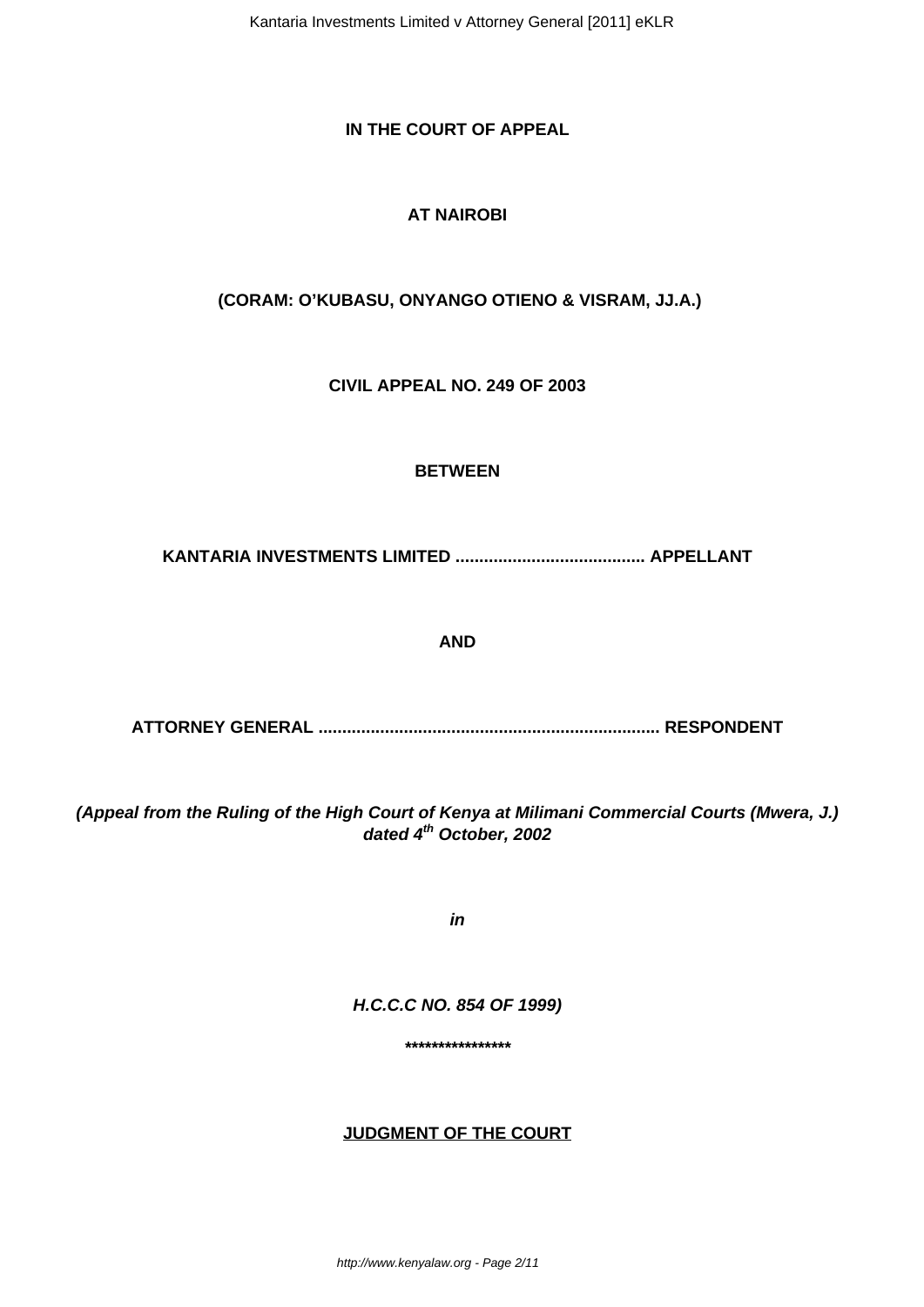**IN THE COURT OF APPEAL**

**AT NAIROBI**

**(CORAM: O'KUBASU, ONYANGO OTIENO & VISRAM, JJ.A.)**

**CIVIL APPEAL NO. 249 OF 2003**

**BETWEEN**

**KANTARIA INVESTMENTS LIMITED ........................................ APPELLANT**

**AND**

**ATTORNEY GENERAL ....................................................................... RESPONDENT**

***(Appeal from the Ruling of the High Court of Kenya at Milimani Commercial Courts (Mwera, J.) dated 4th October, 2002***

***in***

***H.C.C.C NO. 854 OF 1999)***

**\*\*\*\*\*\*\*\*\*\*\*\*\*\*\*\***

**JUDGMENT OF THE COURT**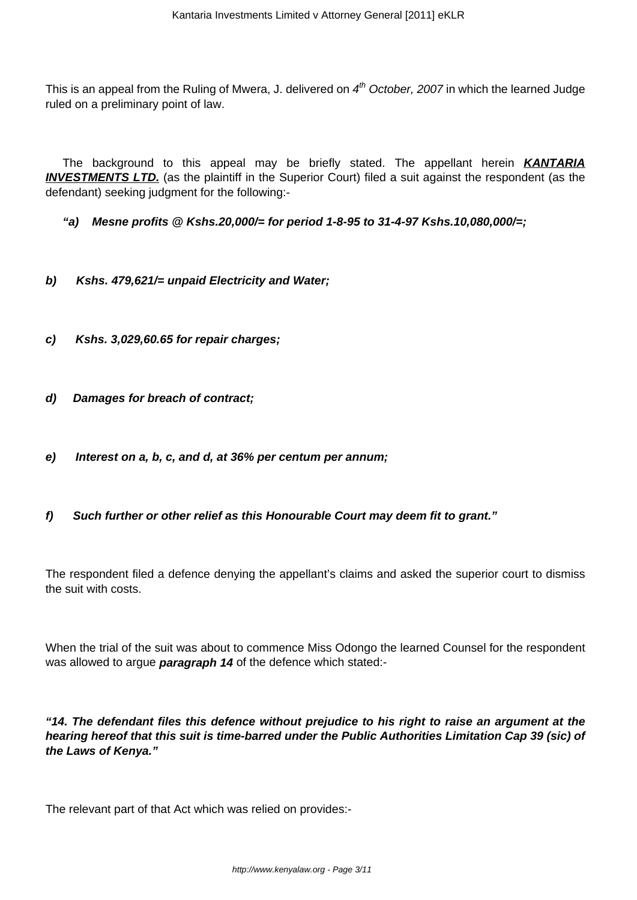This is an appeal from the Ruling of Mwera, J. delivered on *4th October, 2007* in which the learned Judge ruled on a preliminary point of law.

The background to this appeal may be briefly stated. The appellant herein ***KANTARIA INVESTMENTS LTD.*** (as the plaintiff in the Superior Court) filed a suit against the respondent (as the defendant) seeking judgment for the following:-

***"a) Mesne profits @ Kshs.20,000/= for period 1-8-95 to 31-4-97 Kshs.10,080,000/=;***

***b) Kshs. 479,621/= unpaid Electricity and Water;***

***c) Kshs. 3,029,60.65 for repair charges;***

***d) Damages for breach of contract;***

***e) Interest on a, b, c, and d, at 36% per centum per annum;***

***f) Such further or other relief as this Honourable Court may deem fit to grant."***

The respondent filed a defence denying the appellant's claims and asked the superior court to dismiss the suit with costs.

When the trial of the suit was about to commence Miss Odongo the learned Counsel for the respondent was allowed to argue ***paragraph 14*** of the defence which stated:-

***"14. The defendant files this defence without prejudice to his right to raise an argument at the hearing hereof that this suit is time-barred under the Public Authorities Limitation Cap 39 (sic) of the Laws of Kenya."***

The relevant part of that Act which was relied on provides:-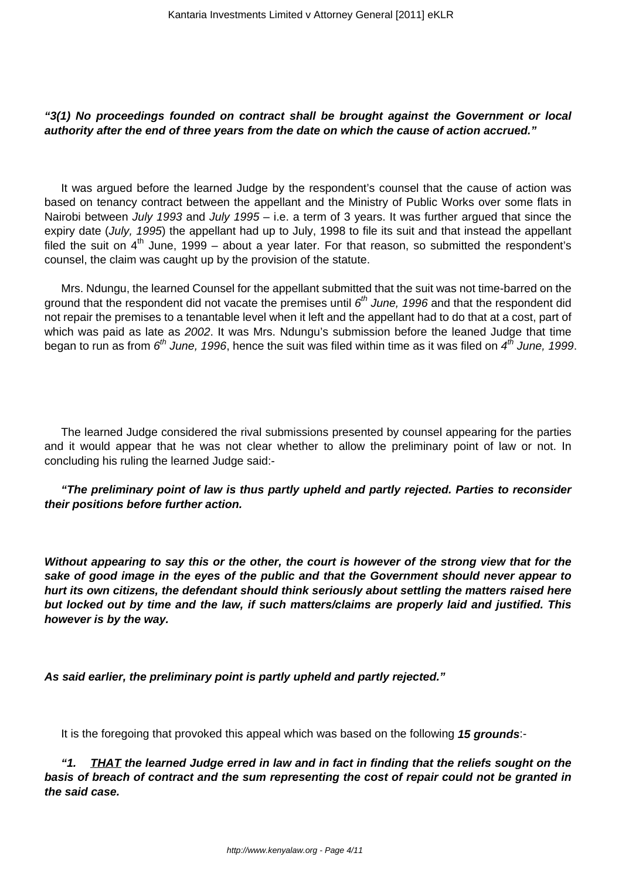***"3(1) No proceedings founded on contract shall be brought against the Government or local authority after the end of three years from the date on which the cause of action accrued."***

It was argued before the learned Judge by the respondent's counsel that the cause of action was based on tenancy contract between the appellant and the Ministry of Public Works over some flats in Nairobi between *July 1993* and *July 1995* – i.e. a term of 3 years. It was further argued that since the expiry date (*July, 1995*) the appellant had up to July, 1998 to file its suit and that instead the appellant filed the suit on 4th June, 1999 – about a year later. For that reason, so submitted the respondent's counsel, the claim was caught up by the provision of the statute.

Mrs. Ndungu, the learned Counsel for the appellant submitted that the suit was not time-barred on the ground that the respondent did not vacate the premises until *6th June, 1996* and that the respondent did not repair the premises to a tenantable level when it left and the appellant had to do that at a cost, part of which was paid as late as *2002*. It was Mrs. Ndungu's submission before the leaned Judge that time began to run as from *6th June, 1996*, hence the suit was filed within time as it was filed on *4th June, 1999*.

The learned Judge considered the rival submissions presented by counsel appearing for the parties and it would appear that he was not clear whether to allow the preliminary point of law or not. In concluding his ruling the learned Judge said:-

***"The preliminary point of law is thus partly upheld and partly rejected. Parties to reconsider their positions before further action.***

***Without appearing to say this or the other, the court is however of the strong view that for the sake of good image in the eyes of the public and that the Government should never appear to hurt its own citizens, the defendant should think seriously about settling the matters raised here but locked out by time and the law, if such matters/claims are properly laid and justified. This however is by the way.***

***As said earlier, the preliminary point is partly upheld and partly rejected."***

It is the foregoing that provoked this appeal which was based on the following ***15 grounds***:-

***"1. <u>THAT</u> the learned Judge erred in law and in fact in finding that the reliefs sought on the basis of breach of contract and the sum representing the cost of repair could not be granted in the said case.***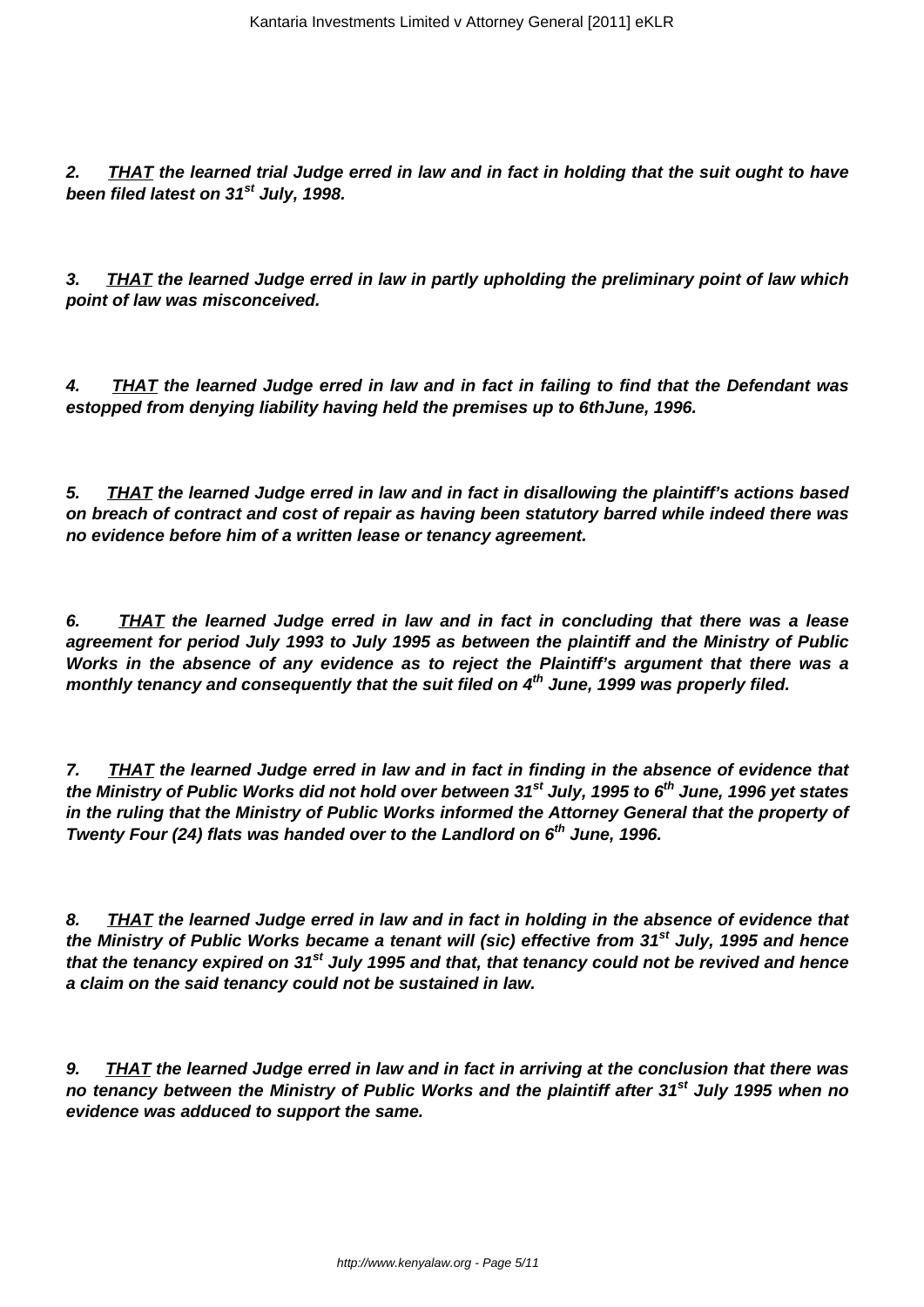***2. <u>THAT</u> the learned trial Judge erred in law and in fact in holding that the suit ought to have been filed latest on 31st July, 1998.***

***3. <u>THAT</u> the learned Judge erred in law in partly upholding the preliminary point of law which point of law was misconceived.***

***4. <u>THAT</u> the learned Judge erred in law and in fact in failing to find that the Defendant was estopped from denying liability having held the premises up to 6thJune, 1996.***

***5. <u>THAT</u> the learned Judge erred in law and in fact in disallowing the plaintiff's actions based on breach of contract and cost of repair as having been statutory barred while indeed there was no evidence before him of a written lease or tenancy agreement.***

***6. <u>THAT</u> the learned Judge erred in law and in fact in concluding that there was a lease agreement for period July 1993 to July 1995 as between the plaintiff and the Ministry of Public Works in the absence of any evidence as to reject the Plaintiff's argument that there was a monthly tenancy and consequently that the suit filed on 4th June, 1999 was properly filed.***

***7. <u>THAT</u> the learned Judge erred in law and in fact in finding in the absence of evidence that the Ministry of Public Works did not hold over between 31st July, 1995 to 6th June, 1996 yet states in the ruling that the Ministry of Public Works informed the Attorney General that the property of Twenty Four (24) flats was handed over to the Landlord on 6th June, 1996.***

***8. <u>THAT</u> the learned Judge erred in law and in fact in holding in the absence of evidence that the Ministry of Public Works became a tenant will (sic) effective from 31st July, 1995 and hence that the tenancy expired on 31st July 1995 and that, that tenancy could not be revived and hence a claim on the said tenancy could not be sustained in law.***

***9. <u>THAT</u> the learned Judge erred in law and in fact in arriving at the conclusion that there was no tenancy between the Ministry of Public Works and the plaintiff after 31st July 1995 when no evidence was adduced to support the same.***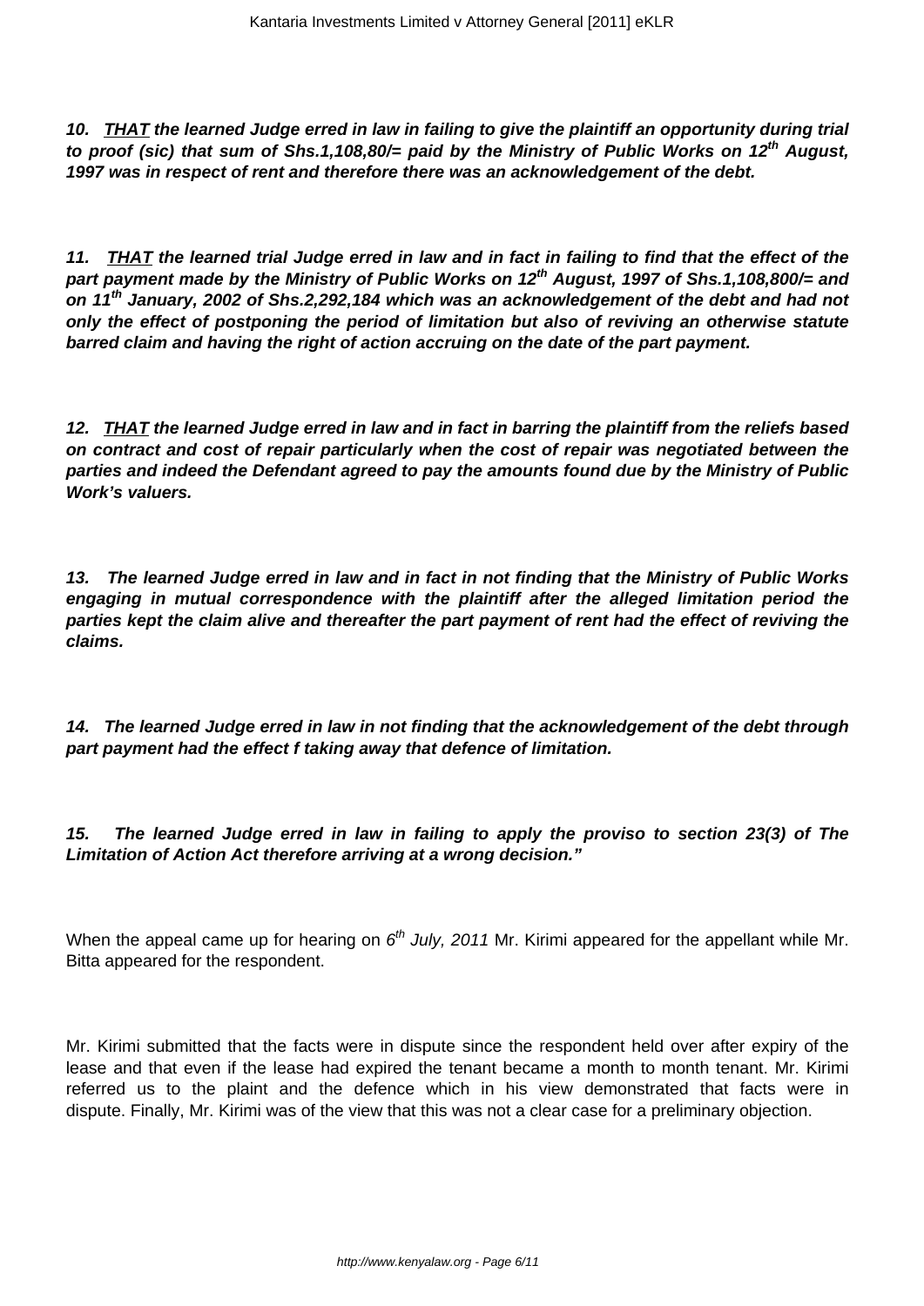***10. <u>THAT</u> the learned Judge erred in law in failing to give the plaintiff an opportunity during trial to proof (sic) that sum of Shs.1,108,80/= paid by the Ministry of Public Works on 12th August, 1997 was in respect of rent and therefore there was an acknowledgement of the debt.***

***11. <u>THAT</u> the learned trial Judge erred in law and in fact in failing to find that the effect of the part payment made by the Ministry of Public Works on 12th August, 1997 of Shs.1,108,800/= and on 11th January, 2002 of Shs.2,292,184 which was an acknowledgement of the debt and had not only the effect of postponing the period of limitation but also of reviving an otherwise statute barred claim and having the right of action accruing on the date of the part payment.***

***12. <u>THAT</u> the learned Judge erred in law and in fact in barring the plaintiff from the reliefs based on contract and cost of repair particularly when the cost of repair was negotiated between the parties and indeed the Defendant agreed to pay the amounts found due by the Ministry of Public Work's valuers.***

***13. The learned Judge erred in law and in fact in not finding that the Ministry of Public Works engaging in mutual correspondence with the plaintiff after the alleged limitation period the parties kept the claim alive and thereafter the part payment of rent had the effect of reviving the claims.***

***14. The learned Judge erred in law in not finding that the acknowledgement of the debt through part payment had the effect f taking away that defence of limitation.***

***15. The learned Judge erred in law in failing to apply the proviso to section 23(3) of The Limitation of Action Act therefore arriving at a wrong decision."***

When the appeal came up for hearing on *6th July, 2011* Mr. Kirimi appeared for the appellant while Mr. Bitta appeared for the respondent.

Mr. Kirimi submitted that the facts were in dispute since the respondent held over after expiry of the lease and that even if the lease had expired the tenant became a month to month tenant. Mr. Kirimi referred us to the plaint and the defence which in his view demonstrated that facts were in dispute. Finally, Mr. Kirimi was of the view that this was not a clear case for a preliminary objection.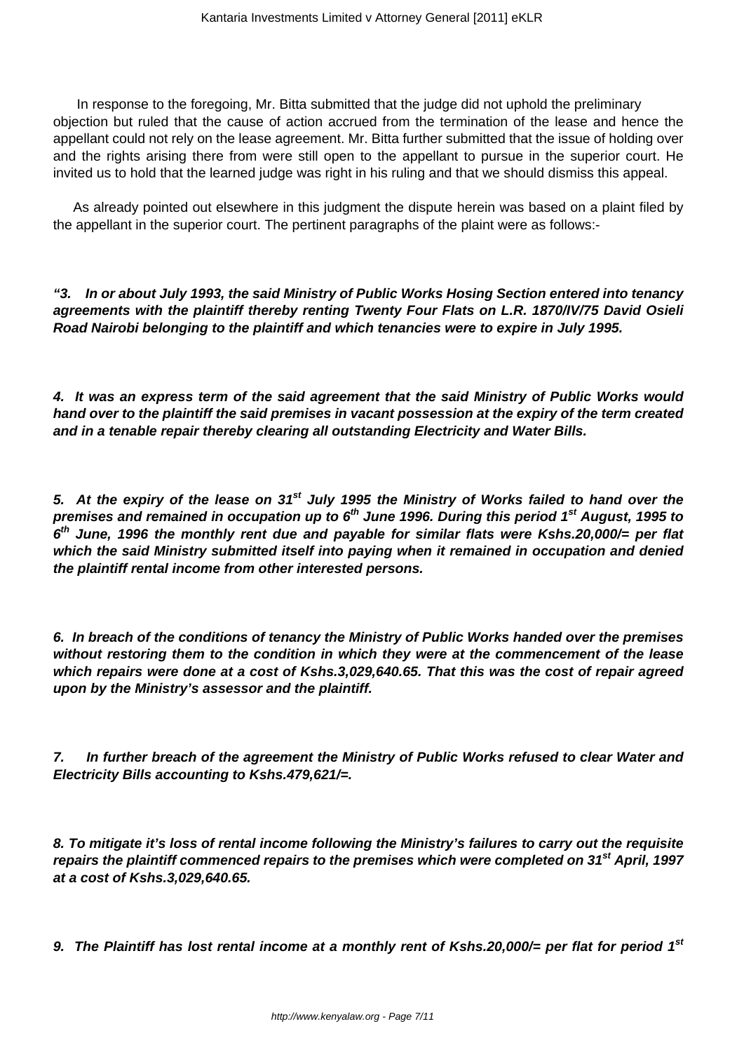In response to the foregoing, Mr. Bitta submitted that the judge did not uphold the preliminary objection but ruled that the cause of action accrued from the termination of the lease and hence the appellant could not rely on the lease agreement. Mr. Bitta further submitted that the issue of holding over and the rights arising there from were still open to the appellant to pursue in the superior court. He invited us to hold that the learned judge was right in his ruling and that we should dismiss this appeal.

As already pointed out elsewhere in this judgment the dispute herein was based on a plaint filed by the appellant in the superior court. The pertinent paragraphs of the plaint were as follows:-

***"3. In or about July 1993, the said Ministry of Public Works Hosing Section entered into tenancy agreements with the plaintiff thereby renting Twenty Four Flats on L.R. 1870/IV/75 David Osieli Road Nairobi belonging to the plaintiff and which tenancies were to expire in July 1995.***

***4. It was an express term of the said agreement that the said Ministry of Public Works would hand over to the plaintiff the said premises in vacant possession at the expiry of the term created and in a tenable repair thereby clearing all outstanding Electricity and Water Bills.***

***5. At the expiry of the lease on 31st July 1995 the Ministry of Works failed to hand over the premises and remained in occupation up to 6th June 1996. During this period 1st August, 1995 to 6th June, 1996 the monthly rent due and payable for similar flats were Kshs.20,000/= per flat which the said Ministry submitted itself into paying when it remained in occupation and denied the plaintiff rental income from other interested persons.***

***6. In breach of the conditions of tenancy the Ministry of Public Works handed over the premises without restoring them to the condition in which they were at the commencement of the lease which repairs were done at a cost of Kshs.3,029,640.65. That this was the cost of repair agreed upon by the Ministry's assessor and the plaintiff.***

***7. In further breach of the agreement the Ministry of Public Works refused to clear Water and Electricity Bills accounting to Kshs.479,621/=.***

***8. To mitigate it's loss of rental income following the Ministry's failures to carry out the requisite repairs the plaintiff commenced repairs to the premises which were completed on 31st April, 1997 at a cost of Kshs.3,029,640.65.***

***9. The Plaintiff has lost rental income at a monthly rent of Kshs.20,000/= per flat for period 1st***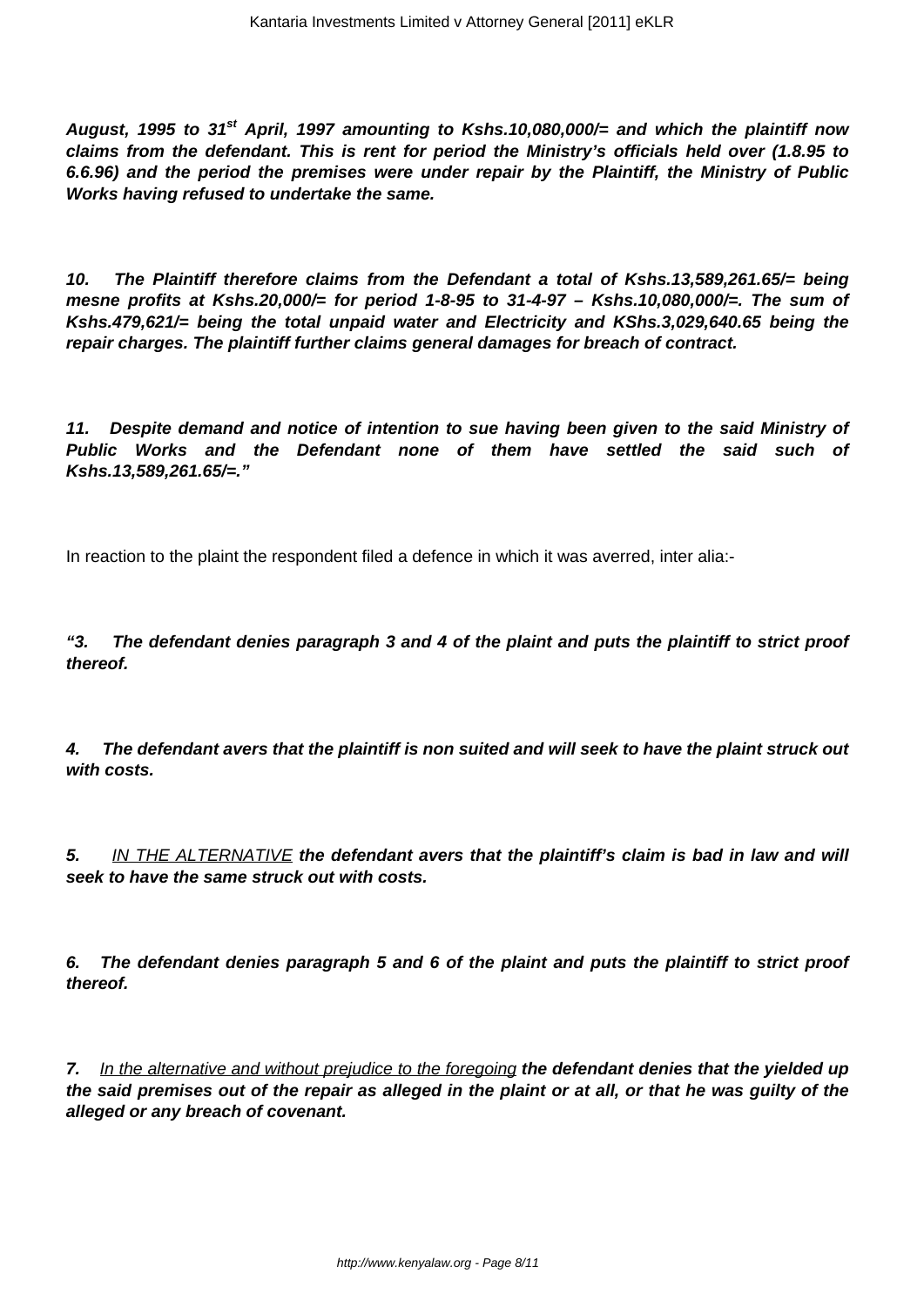***August, 1995 to 31st April, 1997 amounting to Kshs.10,080,000/= and which the plaintiff now claims from the defendant. This is rent for period the Ministry's officials held over (1.8.95 to 6.6.96) and the period the premises were under repair by the Plaintiff, the Ministry of Public Works having refused to undertake the same.***

***10.   The Plaintiff therefore claims from the Defendant a total of Kshs.13,589,261.65/= being mesne profits at Kshs.20,000/= for period 1-8-95 to 31-4-97 – Kshs.10,080,000/=. The sum of Kshs.479,621/= being the total unpaid water and Electricity and KShs.3,029,640.65 being the repair charges. The plaintiff further claims general damages for breach of contract.***

***11.   Despite demand and notice of intention to sue having been given to the said Ministry of Public Works and the Defendant none of them have settled the said such of Kshs.13,589,261.65/=."***

In reaction to the plaint the respondent filed a defence in which it was averred, inter alia:-

***"3.   The defendant denies paragraph 3 and 4 of the plaint and puts the plaintiff to strict proof thereof.***

***4.   The defendant avers that the plaintiff is non suited and will seek to have the plaint struck out with costs.***

***5.*** <u>IN THE ALTERNATIVE</u> ***the defendant avers that the plaintiff's claim is bad in law and will seek to have the same struck out with costs.***

***6.   The defendant denies paragraph 5 and 6 of the plaint and puts the plaintiff to strict proof thereof.***

***7.*** <u>In the alternative and without prejudice to the foregoing</u> ***the defendant denies that the yielded up the said premises out of the repair as alleged in the plaint or at all, or that he was guilty of the alleged or any breach of covenant.***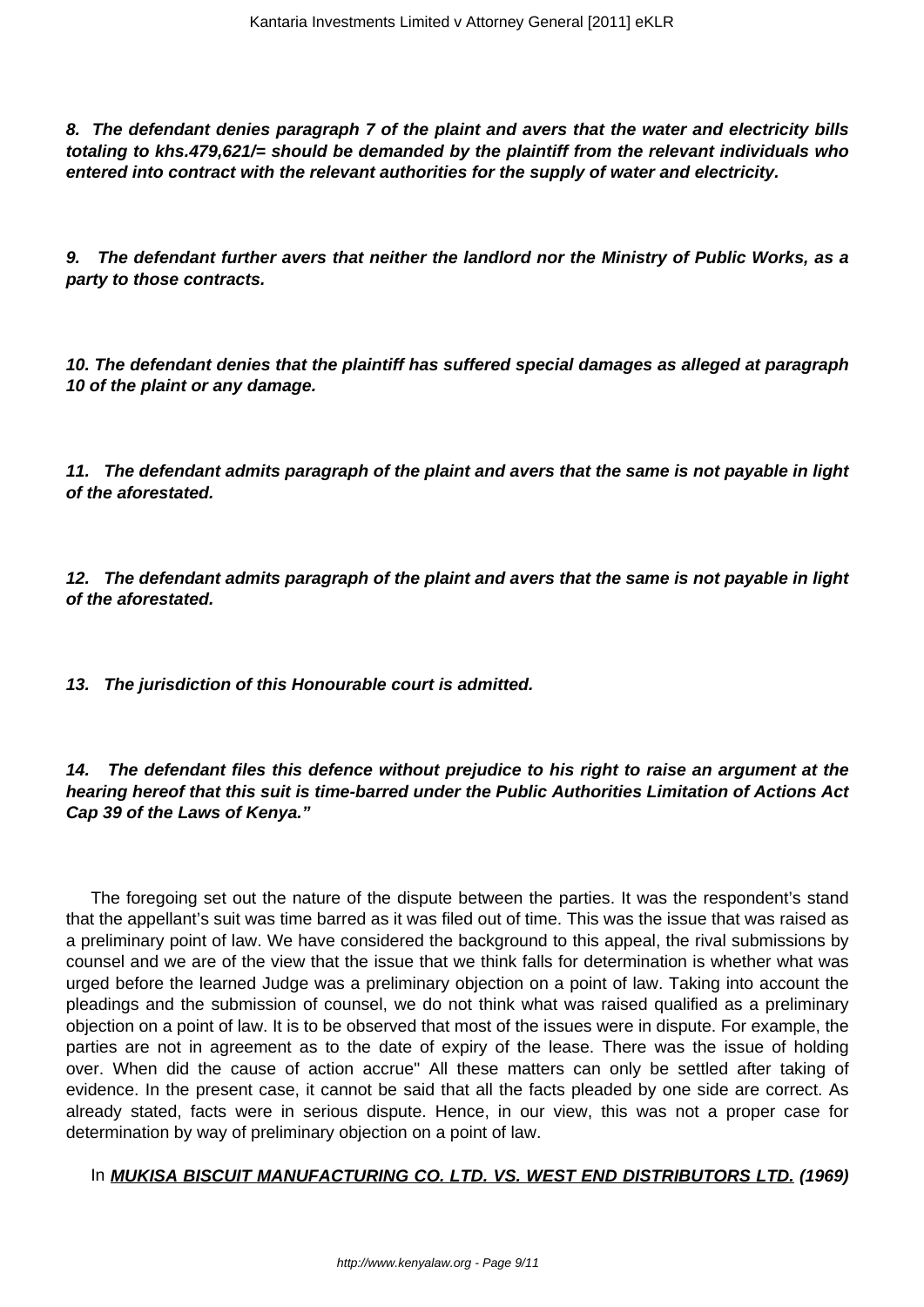***8. The defendant denies paragraph 7 of the plaint and avers that the water and electricity bills totaling to khs.479,621/= should be demanded by the plaintiff from the relevant individuals who entered into contract with the relevant authorities for the supply of water and electricity.***

***9. The defendant further avers that neither the landlord nor the Ministry of Public Works, as a party to those contracts.***

***10. The defendant denies that the plaintiff has suffered special damages as alleged at paragraph 10 of the plaint or any damage.***

***11. The defendant admits paragraph of the plaint and avers that the same is not payable in light of the aforestated.***

***12. The defendant admits paragraph of the plaint and avers that the same is not payable in light of the aforestated.***

***13. The jurisdiction of this Honourable court is admitted.***

***14. The defendant files this defence without prejudice to his right to raise an argument at the hearing hereof that this suit is time-barred under the Public Authorities Limitation of Actions Act Cap 39 of the Laws of Kenya."***

The foregoing set out the nature of the dispute between the parties. It was the respondent's stand that the appellant's suit was time barred as it was filed out of time. This was the issue that was raised as a preliminary point of law. We have considered the background to this appeal, the rival submissions by counsel and we are of the view that the issue that we think falls for determination is whether what was urged before the learned Judge was a preliminary objection on a point of law. Taking into account the pleadings and the submission of counsel, we do not think what was raised qualified as a preliminary objection on a point of law. It is to be observed that most of the issues were in dispute. For example, the parties are not in agreement as to the date of expiry of the lease. There was the issue of holding over. When did the cause of action accrue" All these matters can only be settled after taking of evidence. In the present case, it cannot be said that all the facts pleaded by one side are correct. As already stated, facts were in serious dispute. Hence, in our view, this was not a proper case for determination by way of preliminary objection on a point of law.

In **MUKISA BISCUIT MANUFACTURING CO. LTD. VS. WEST END DISTRIBUTORS LTD. (1969)**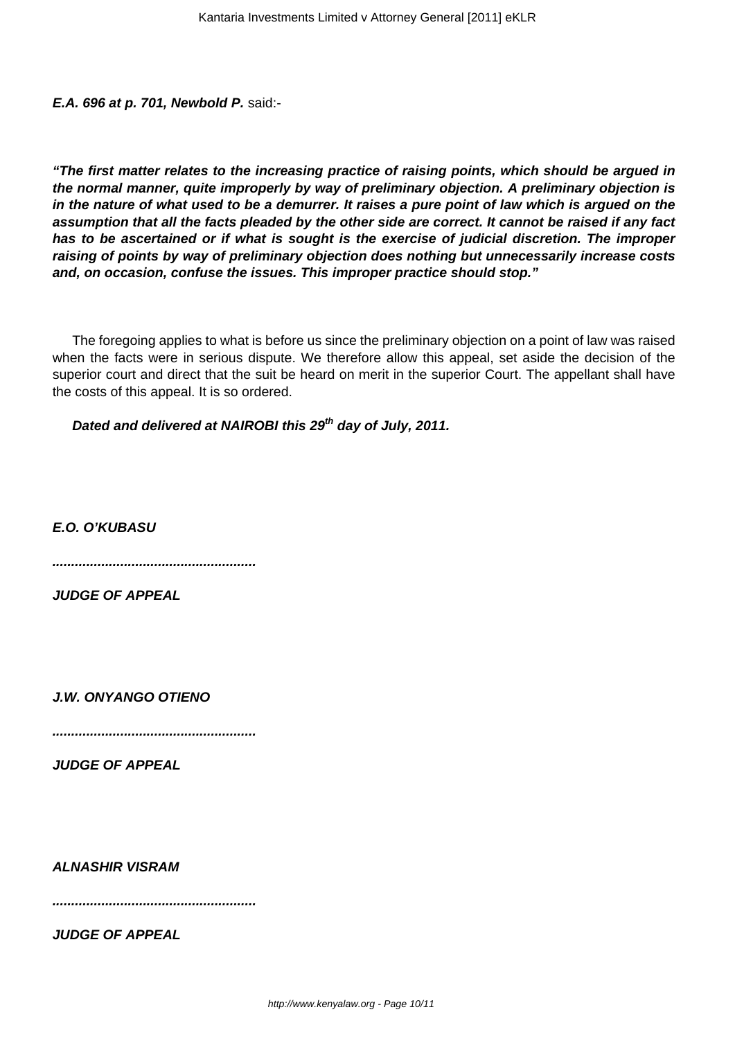***E.A. 696 at p. 701, Newbold P.*** said:-

***"The first matter relates to the increasing practice of raising points, which should be argued in the normal manner, quite improperly by way of preliminary objection. A preliminary objection is in the nature of what used to be a demurrer. It raises a pure point of law which is argued on the assumption that all the facts pleaded by the other side are correct. It cannot be raised if any fact has to be ascertained or if what is sought is the exercise of judicial discretion. The improper raising of points by way of preliminary objection does nothing but unnecessarily increase costs and, on occasion, confuse the issues. This improper practice should stop."***

The foregoing applies to what is before us since the preliminary objection on a point of law was raised when the facts were in serious dispute. We therefore allow this appeal, set aside the decision of the superior court and direct that the suit be heard on merit in the superior Court. The appellant shall have the costs of this appeal. It is so ordered.

***Dated and delivered at NAIROBI this 29th day of July, 2011.***

***E.O. O'KUBASU***

***......................................................***

***JUDGE OF APPEAL***

***J.W. ONYANGO OTIENO***

***......................................................***

***JUDGE OF APPEAL***

***ALNASHIR VISRAM***

***......................................................***

***JUDGE OF APPEAL***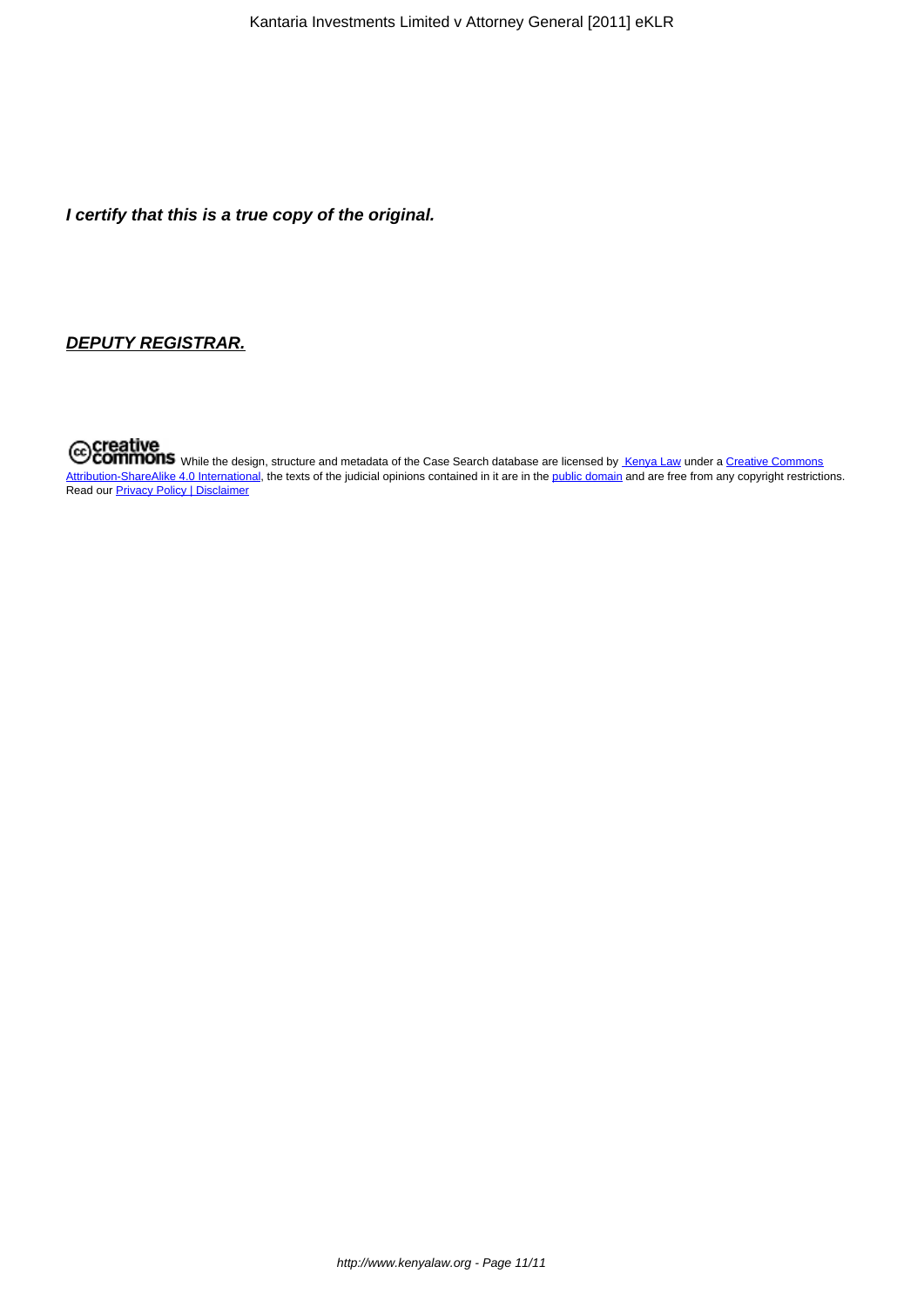***I certify that this is a true copy of the original.***

***DEPUTY REGISTRAR.***

While the design, structure and metadata of the Case Search database are licensed by Kenya Law under a Creative Commons Attribution-ShareAlike 4.0 International, the texts of the judicial opinions contained in it are in the public domain and are free from any copyright restrictions. Read our Privacy Policy | Disclaimer